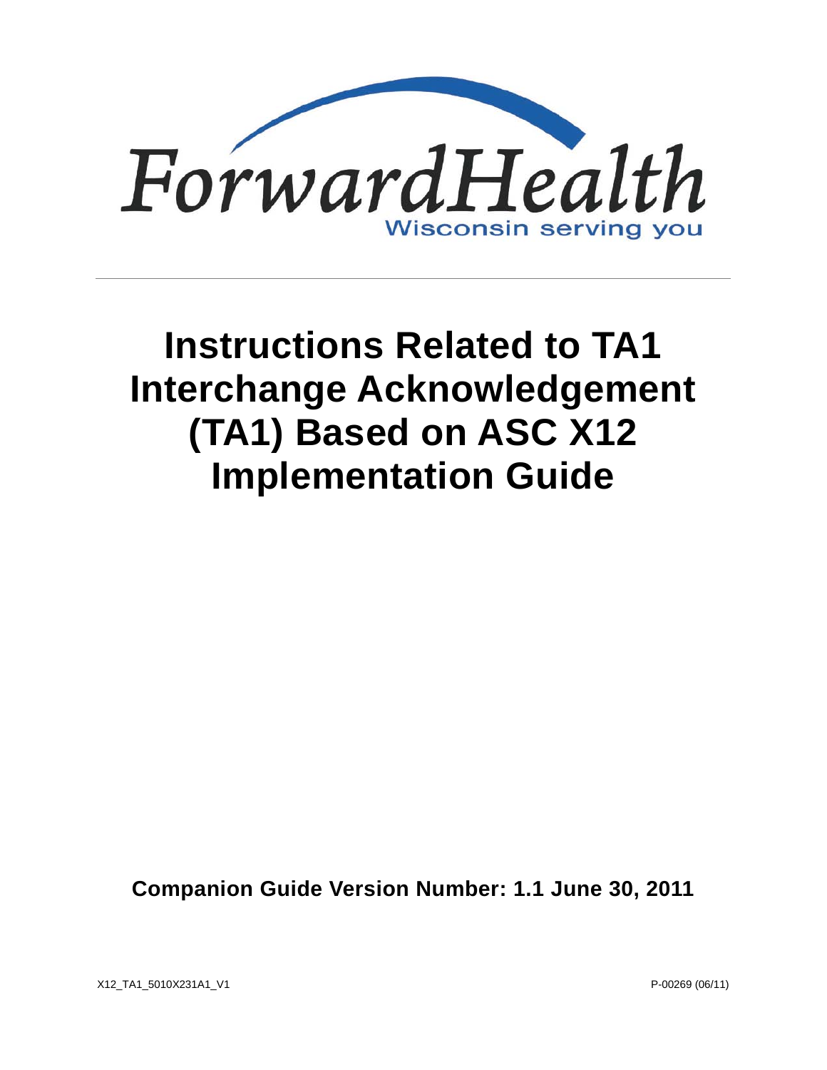ForwardHealth

Wisconsin serving you

# Instructions Related to TA1 Interchange Acknowledgement (TA1) Based on ASC X12 Implementation Guide

**Companion Guide Version Number: 1.1 June 30, 2011**

X12_TA1_5010X231A1_V1

P-00269 (06/11)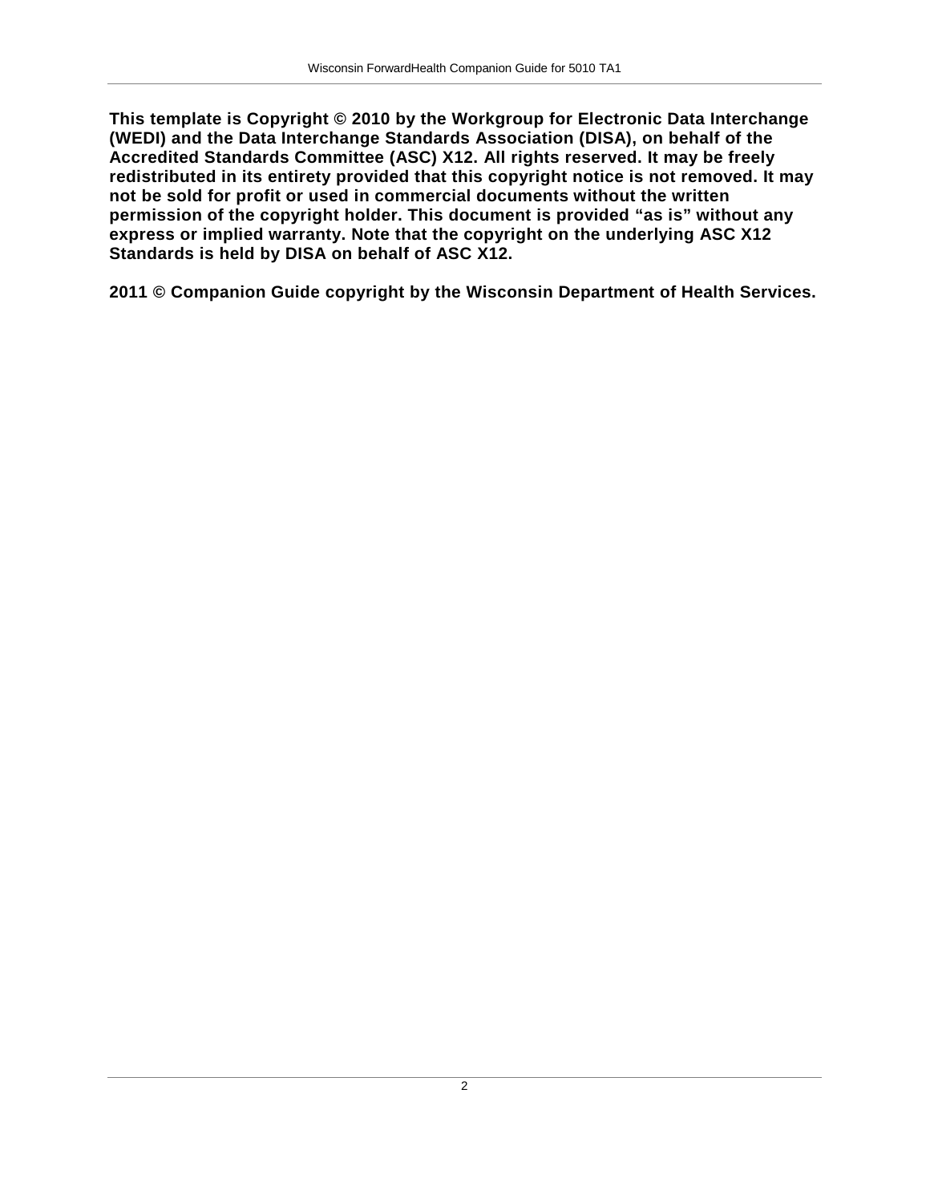**This template is Copyright © 2010 by the Workgroup for Electronic Data Interchange (WEDI) and the Data Interchange Standards Association (DISA), on behalf of the Accredited Standards Committee (ASC) X12. All rights reserved. It may be freely redistributed in its entirety provided that this copyright notice is not removed. It may not be sold for profit or used in commercial documents without the written permission of the copyright holder. This document is provided "as is" without any express or implied warranty. Note that the copyright on the underlying ASC X12 Standards is held by DISA on behalf of ASC X12.**

**2011 © Companion Guide copyright by the Wisconsin Department of Health Services.**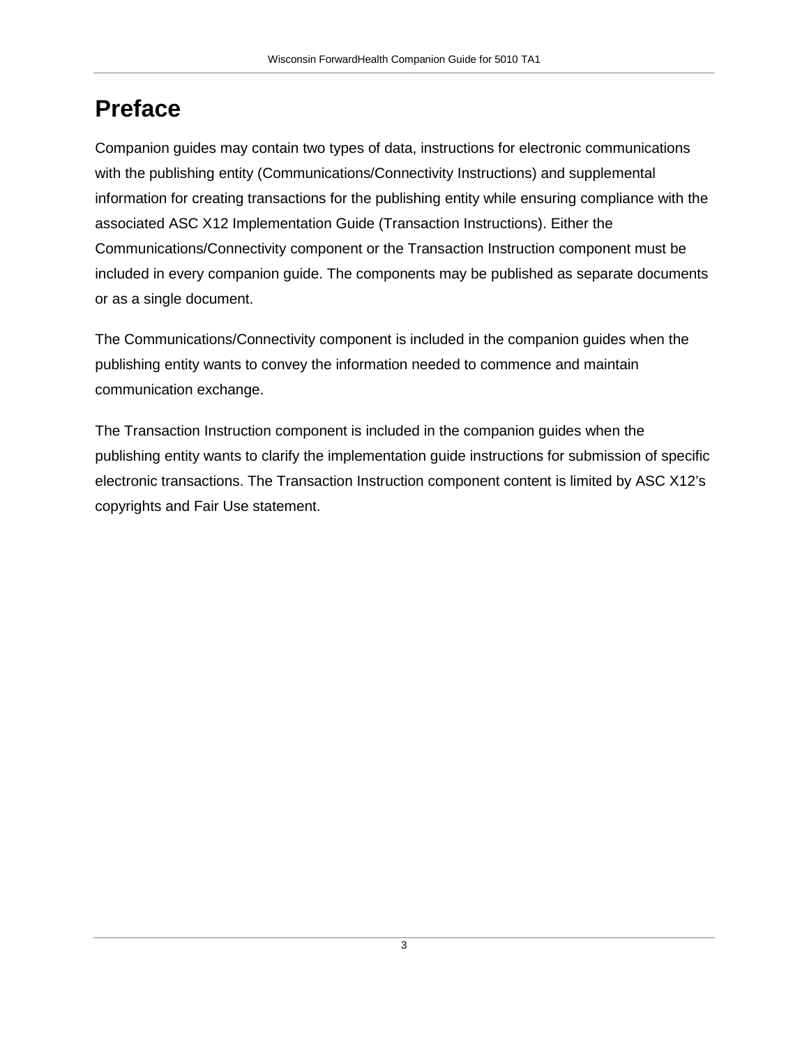# Preface

Companion guides may contain two types of data, instructions for electronic communications with the publishing entity (Communications/Connectivity Instructions) and supplemental information for creating transactions for the publishing entity while ensuring compliance with the associated ASC X12 Implementation Guide (Transaction Instructions). Either the Communications/Connectivity component or the Transaction Instruction component must be included in every companion guide. The components may be published as separate documents or as a single document.

The Communications/Connectivity component is included in the companion guides when the publishing entity wants to convey the information needed to commence and maintain communication exchange.

The Transaction Instruction component is included in the companion guides when the publishing entity wants to clarify the implementation guide instructions for submission of specific electronic transactions. The Transaction Instruction component content is limited by ASC X12's copyrights and Fair Use statement.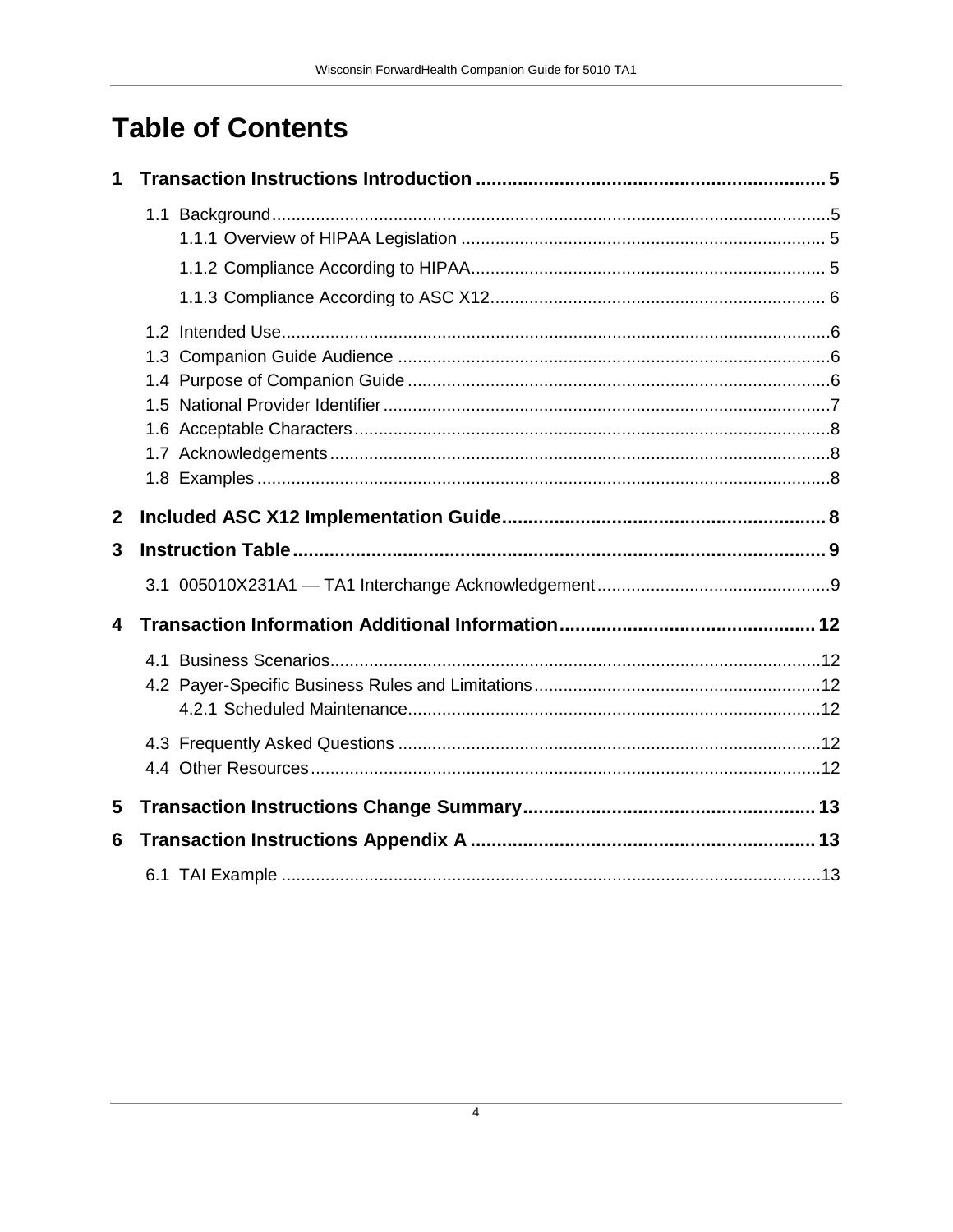# Table of Contents

**1 Transaction Instructions Introduction ... 5**

- 1.1 Background ... 5
  - 1.1.1 Overview of HIPAA Legislation ... 5
  - 1.1.2 Compliance According to HIPAA ... 5
  - 1.1.3 Compliance According to ASC X12 ... 6
- 1.2 Intended Use ... 6
- 1.3 Companion Guide Audience ... 6
- 1.4 Purpose of Companion Guide ... 6
- 1.5 National Provider Identifier ... 7
- 1.6 Acceptable Characters ... 8
- 1.7 Acknowledgements ... 8
- 1.8 Examples ... 8

**2 Included ASC X12 Implementation Guide ... 8**

**3 Instruction Table ... 9**

- 3.1 005010X231A1 — TA1 Interchange Acknowledgement ... 9

**4 Transaction Information Additional Information ... 12**

- 4.1 Business Scenarios ... 12
- 4.2 Payer-Specific Business Rules and Limitations ... 12
  - 4.2.1 Scheduled Maintenance ... 12
- 4.3 Frequently Asked Questions ... 12
- 4.4 Other Resources ... 12

**5 Transaction Instructions Change Summary ... 13**

**6 Transaction Instructions Appendix A ... 13**

- 6.1 TAI Example ... 13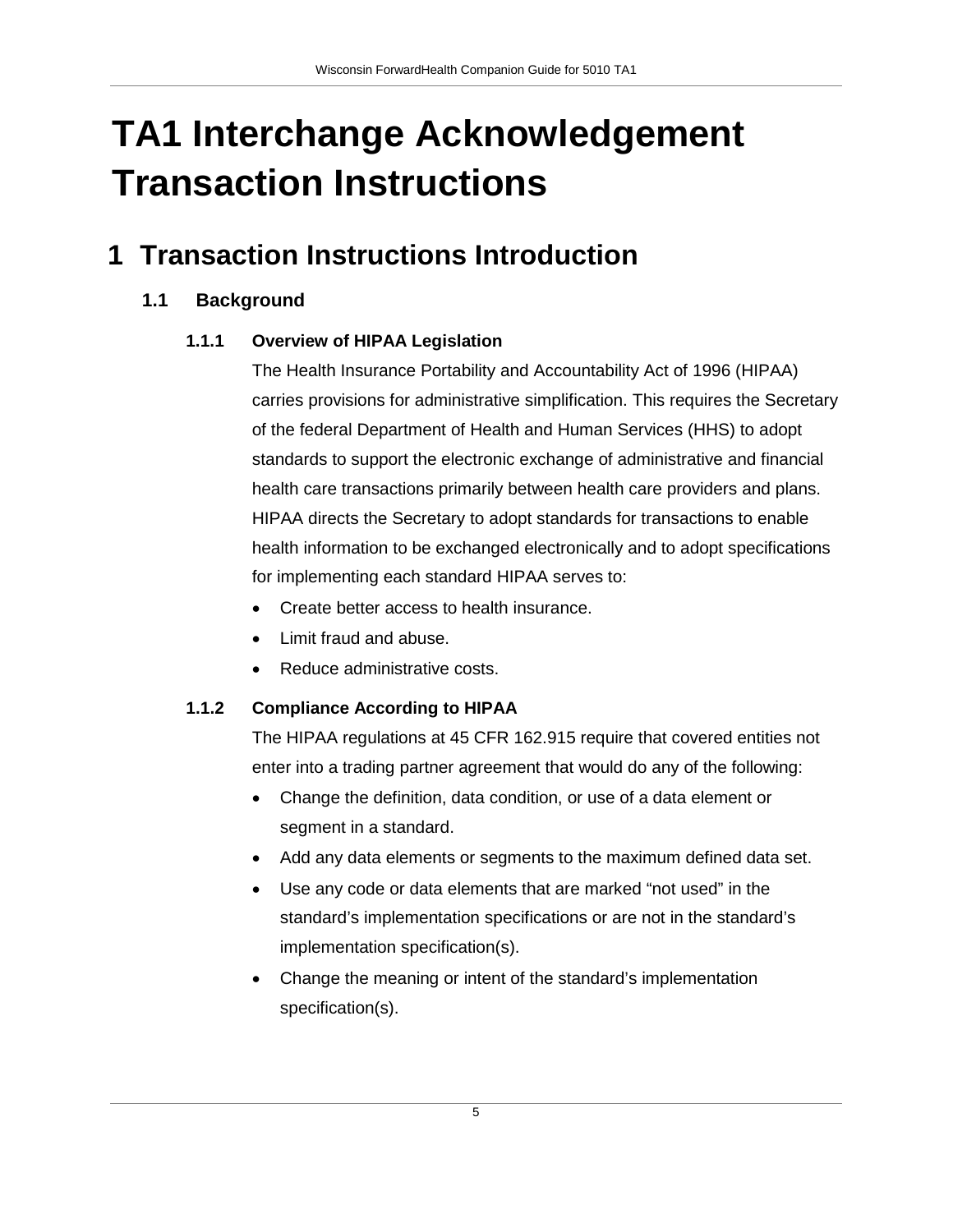# TA1 Interchange Acknowledgement Transaction Instructions

## 1 Transaction Instructions Introduction

### 1.1 Background

#### 1.1.1 Overview of HIPAA Legislation

The Health Insurance Portability and Accountability Act of 1996 (HIPAA) carries provisions for administrative simplification. This requires the Secretary of the federal Department of Health and Human Services (HHS) to adopt standards to support the electronic exchange of administrative and financial health care transactions primarily between health care providers and plans. HIPAA directs the Secretary to adopt standards for transactions to enable health information to be exchanged electronically and to adopt specifications for implementing each standard HIPAA serves to:

- Create better access to health insurance.
- Limit fraud and abuse.
- Reduce administrative costs.

#### 1.1.2 Compliance According to HIPAA

The HIPAA regulations at 45 CFR 162.915 require that covered entities not enter into a trading partner agreement that would do any of the following:

- Change the definition, data condition, or use of a data element or segment in a standard.
- Add any data elements or segments to the maximum defined data set.
- Use any code or data elements that are marked “not used” in the standard’s implementation specifications or are not in the standard’s implementation specification(s).
- Change the meaning or intent of the standard’s implementation specification(s).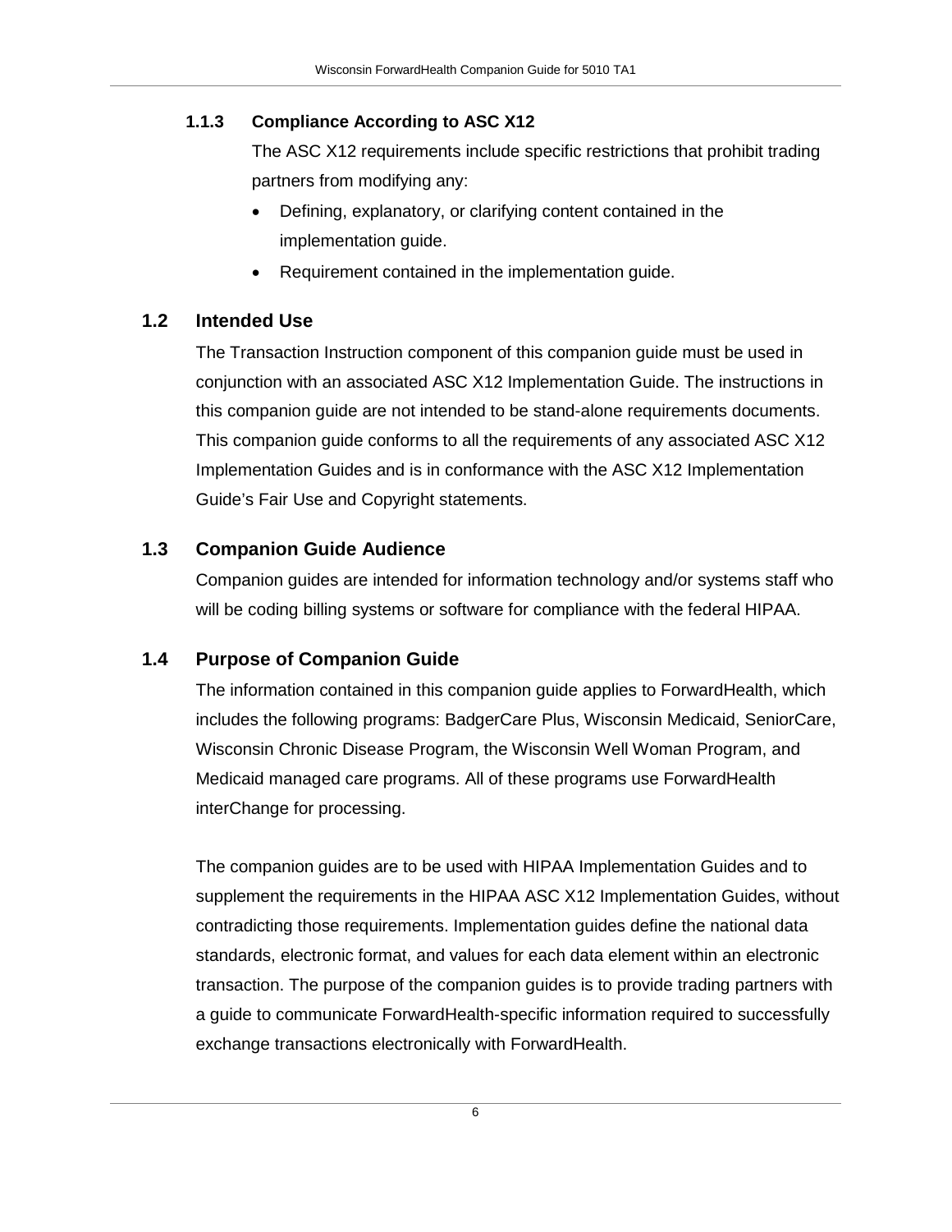### 1.1.3 Compliance According to ASC X12

The ASC X12 requirements include specific restrictions that prohibit trading partners from modifying any:

- Defining, explanatory, or clarifying content contained in the implementation guide.
- Requirement contained in the implementation guide.

## 1.2 Intended Use

The Transaction Instruction component of this companion guide must be used in conjunction with an associated ASC X12 Implementation Guide. The instructions in this companion guide are not intended to be stand-alone requirements documents. This companion guide conforms to all the requirements of any associated ASC X12 Implementation Guides and is in conformance with the ASC X12 Implementation Guide's Fair Use and Copyright statements.

## 1.3 Companion Guide Audience

Companion guides are intended for information technology and/or systems staff who will be coding billing systems or software for compliance with the federal HIPAA.

## 1.4 Purpose of Companion Guide

The information contained in this companion guide applies to ForwardHealth, which includes the following programs: BadgerCare Plus, Wisconsin Medicaid, SeniorCare, Wisconsin Chronic Disease Program, the Wisconsin Well Woman Program, and Medicaid managed care programs. All of these programs use ForwardHealth interChange for processing.

The companion guides are to be used with HIPAA Implementation Guides and to supplement the requirements in the HIPAA ASC X12 Implementation Guides, without contradicting those requirements. Implementation guides define the national data standards, electronic format, and values for each data element within an electronic transaction. The purpose of the companion guides is to provide trading partners with a guide to communicate ForwardHealth-specific information required to successfully exchange transactions electronically with ForwardHealth.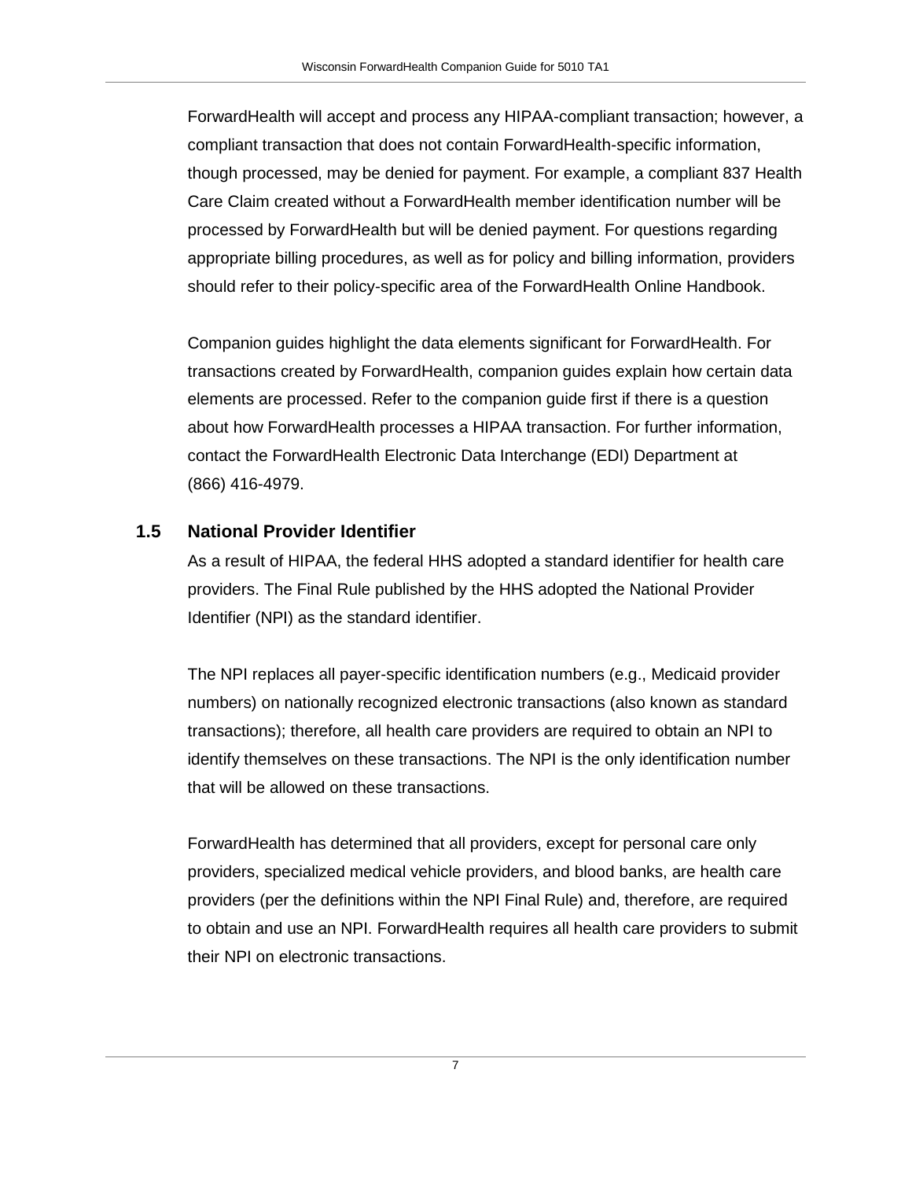ForwardHealth will accept and process any HIPAA-compliant transaction; however, a compliant transaction that does not contain ForwardHealth-specific information, though processed, may be denied for payment. For example, a compliant 837 Health Care Claim created without a ForwardHealth member identification number will be processed by ForwardHealth but will be denied payment. For questions regarding appropriate billing procedures, as well as for policy and billing information, providers should refer to their policy-specific area of the ForwardHealth Online Handbook.

Companion guides highlight the data elements significant for ForwardHealth. For transactions created by ForwardHealth, companion guides explain how certain data elements are processed. Refer to the companion guide first if there is a question about how ForwardHealth processes a HIPAA transaction. For further information, contact the ForwardHealth Electronic Data Interchange (EDI) Department at (866) 416-4979.

## 1.5 National Provider Identifier

As a result of HIPAA, the federal HHS adopted a standard identifier for health care providers. The Final Rule published by the HHS adopted the National Provider Identifier (NPI) as the standard identifier.

The NPI replaces all payer-specific identification numbers (e.g., Medicaid provider numbers) on nationally recognized electronic transactions (also known as standard transactions); therefore, all health care providers are required to obtain an NPI to identify themselves on these transactions. The NPI is the only identification number that will be allowed on these transactions.

ForwardHealth has determined that all providers, except for personal care only providers, specialized medical vehicle providers, and blood banks, are health care providers (per the definitions within the NPI Final Rule) and, therefore, are required to obtain and use an NPI. ForwardHealth requires all health care providers to submit their NPI on electronic transactions.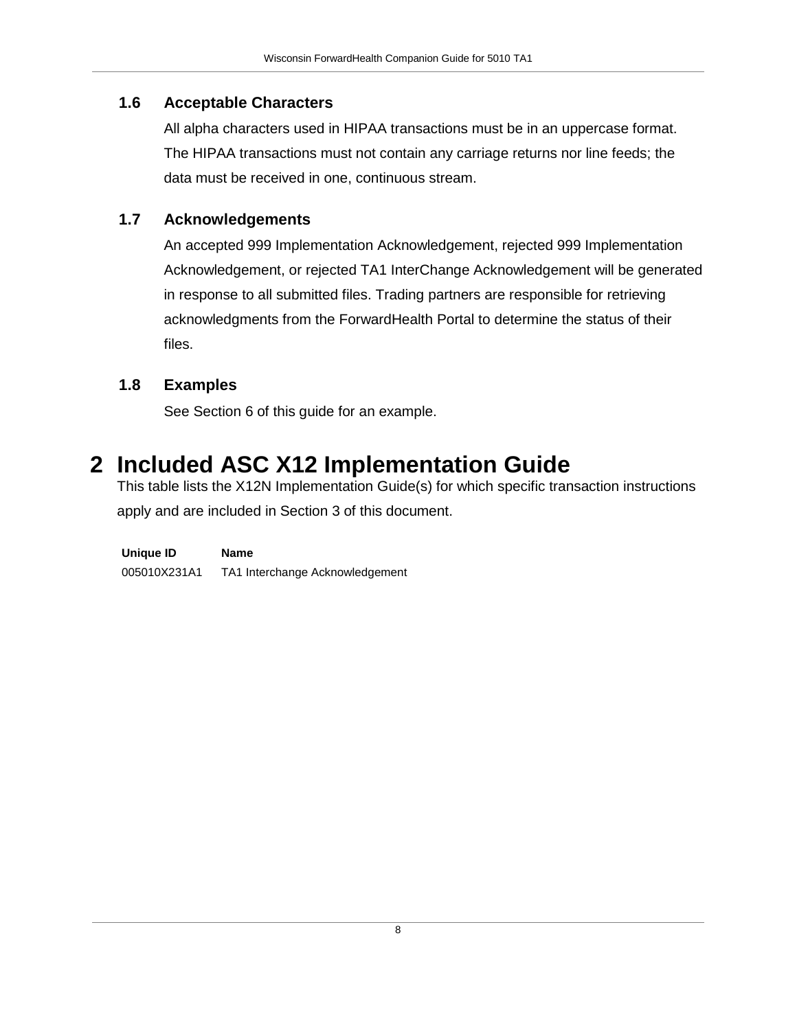### 1.6 Acceptable Characters

All alpha characters used in HIPAA transactions must be in an uppercase format. The HIPAA transactions must not contain any carriage returns nor line feeds; the data must be received in one, continuous stream.

### 1.7 Acknowledgements

An accepted 999 Implementation Acknowledgement, rejected 999 Implementation Acknowledgement, or rejected TA1 InterChange Acknowledgement will be generated in response to all submitted files. Trading partners are responsible for retrieving acknowledgments from the ForwardHealth Portal to determine the status of their files.

### 1.8 Examples

See Section 6 of this guide for an example.

# 2 Included ASC X12 Implementation Guide

This table lists the X12N Implementation Guide(s) for which specific transaction instructions apply and are included in Section 3 of this document.

| Unique ID | Name |
| --- | --- |
| 005010X231A1 | TA1 Interchange Acknowledgement |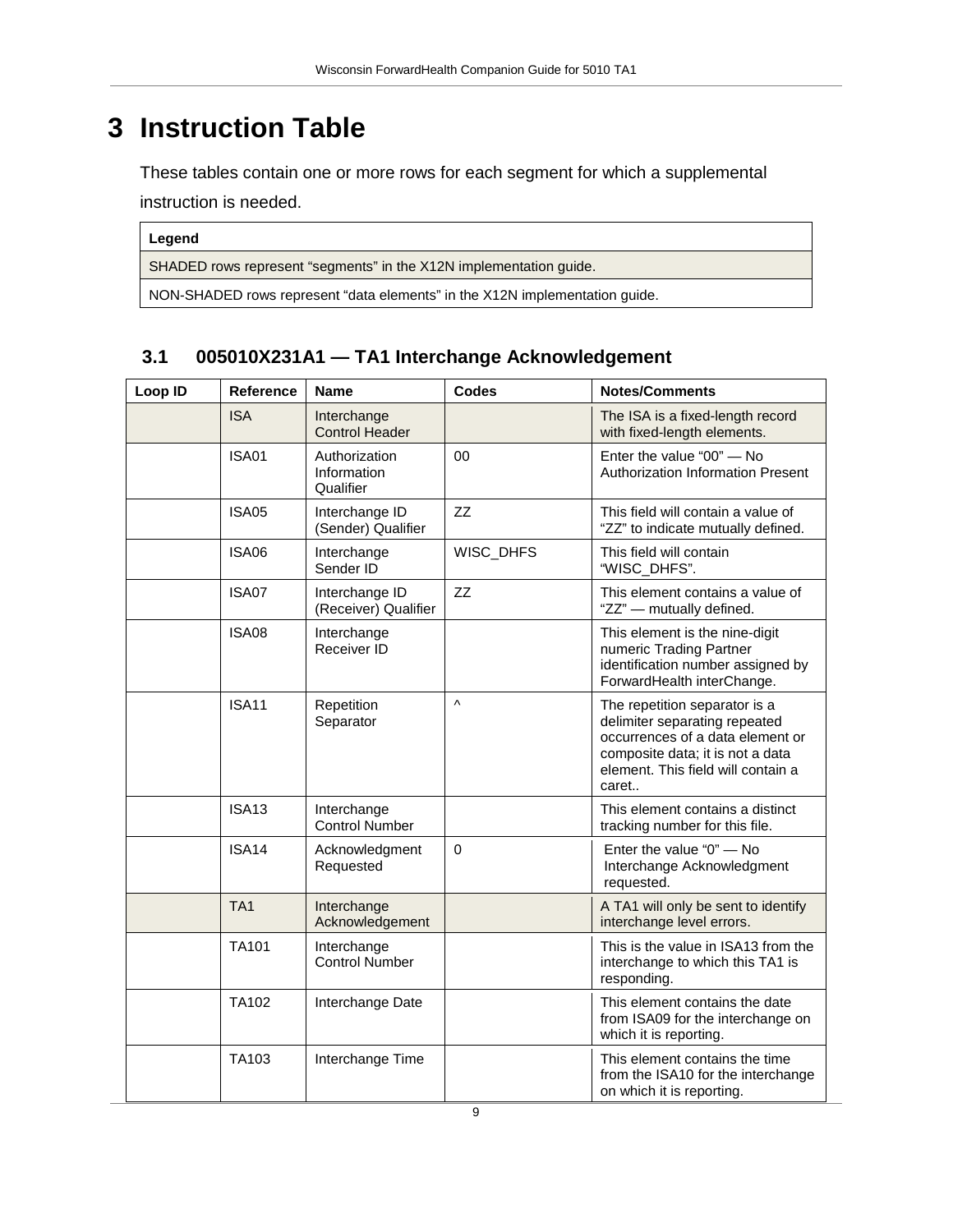# 3 Instruction Table

These tables contain one or more rows for each segment for which a supplemental instruction is needed.

| Legend |
|---|
| SHADED rows represent “segments” in the X12N implementation guide. |
| NON-SHADED rows represent “data elements” in the X12N implementation guide. |

## 3.1 005010X231A1 — TA1 Interchange Acknowledgement

| Loop ID | Reference | Name | Codes | Notes/Comments |
|---|---|---|---|---|
| | ISA | Interchange Control Header | | The ISA is a fixed-length record with fixed-length elements. |
| | ISA01 | Authorization Information Qualifier | 00 | Enter the value “00” — No Authorization Information Present |
| | ISA05 | Interchange ID (Sender) Qualifier | ZZ | This field will contain a value of “ZZ” to indicate mutually defined. |
| | ISA06 | Interchange Sender ID | WISC_DHFS | This field will contain “WISC_DHFS”. |
| | ISA07 | Interchange ID (Receiver) Qualifier | ZZ | This element contains a value of “ZZ” — mutually defined. |
| | ISA08 | Interchange Receiver ID | | This element is the nine-digit numeric Trading Partner identification number assigned by ForwardHealth interChange. |
| | ISA11 | Repetition Separator | ^ | The repetition separator is a delimiter separating repeated occurrences of a data element or composite data; it is not a data element. This field will contain a caret.. |
| | ISA13 | Interchange Control Number | | This element contains a distinct tracking number for this file. |
| | ISA14 | Acknowledgment Requested | 0 | Enter the value “0” — No Interchange Acknowledgment requested. |
| | TA1 | Interchange Acknowledgement | | A TA1 will only be sent to identify interchange level errors. |
| | TA101 | Interchange Control Number | | This is the value in ISA13 from the interchange to which this TA1 is responding. |
| | TA102 | Interchange Date | | This element contains the date from ISA09 for the interchange on which it is reporting. |
| | TA103 | Interchange Time | | This element contains the time from the ISA10 for the interchange on which it is reporting. |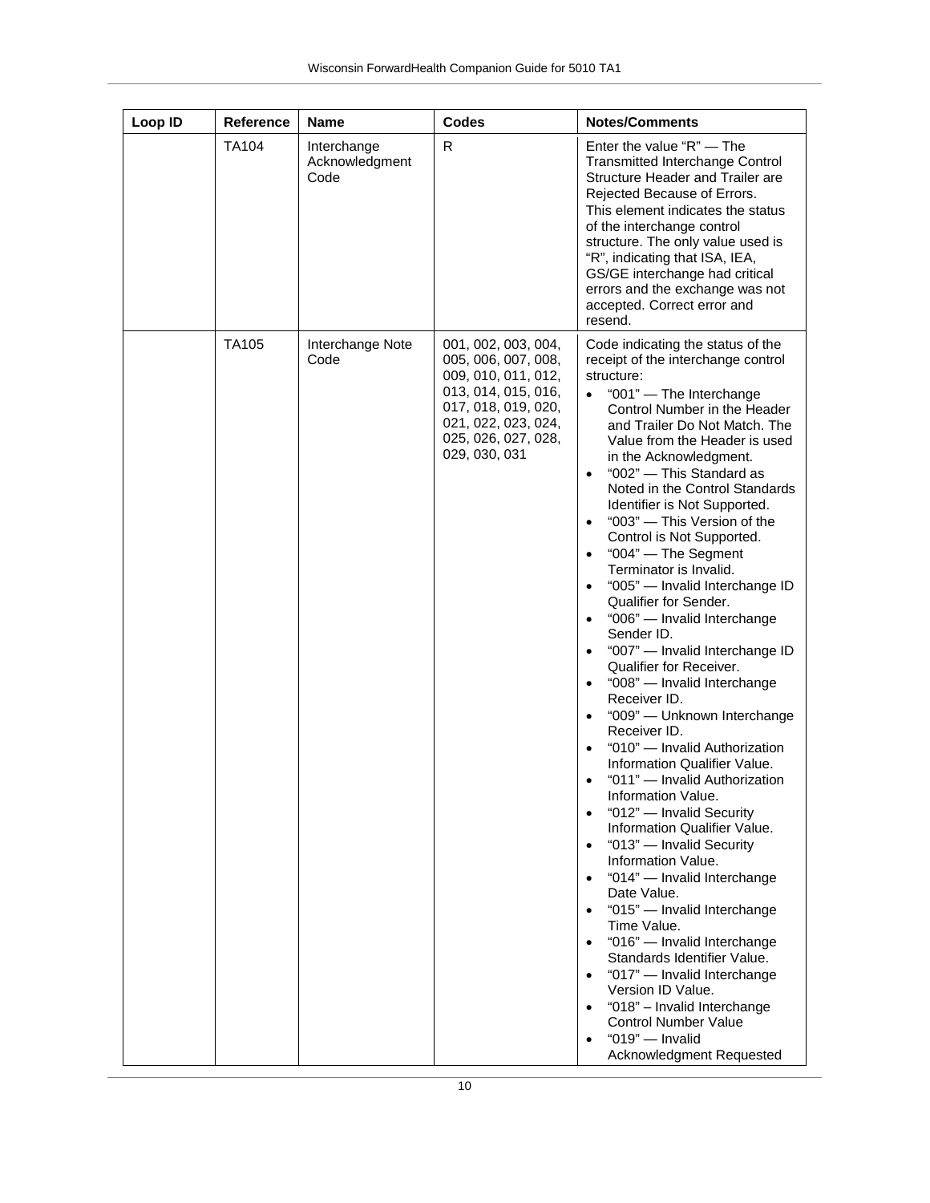| Loop ID | Reference | Name | Codes | Notes/Comments |
|---|---|---|---|---|
| | TA104 | Interchange Acknowledgment Code | R | Enter the value "R" — The Transmitted Interchange Control Structure Header and Trailer are Rejected Because of Errors.<br>This element indicates the status of the interchange control structure. The only value used is "R", indicating that ISA, IEA, GS/GE interchange had critical errors and the exchange was not accepted. Correct error and resend. |
| | TA105 | Interchange Note Code | 001, 002, 003, 004, 005, 006, 007, 008, 009, 010, 011, 012, 013, 014, 015, 016, 017, 018, 019, 020, 021, 022, 023, 024, 025, 026, 027, 028, 029, 030, 031 | Code indicating the status of the receipt of the interchange control structure:<br>• "001" — The Interchange Control Number in the Header and Trailer Do Not Match. The Value from the Header is used in the Acknowledgment.<br>• "002" — This Standard as Noted in the Control Standards Identifier is Not Supported.<br>• "003" — This Version of the Control is Not Supported.<br>• "004" — The Segment Terminator is Invalid.<br>• "005" — Invalid Interchange ID Qualifier for Sender.<br>• "006" — Invalid Interchange Sender ID.<br>• "007" — Invalid Interchange ID Qualifier for Receiver.<br>• "008" — Invalid Interchange Receiver ID.<br>• "009" — Unknown Interchange Receiver ID.<br>• "010" — Invalid Authorization Information Qualifier Value.<br>• "011" — Invalid Authorization Information Value.<br>• "012" — Invalid Security Information Qualifier Value.<br>• "013" — Invalid Security Information Value.<br>• "014" — Invalid Interchange Date Value.<br>• "015" — Invalid Interchange Time Value.<br>• "016" — Invalid Interchange Standards Identifier Value.<br>• "017" — Invalid Interchange Version ID Value.<br>• "018" – Invalid Interchange Control Number Value<br>• "019" — Invalid Acknowledgment Requested |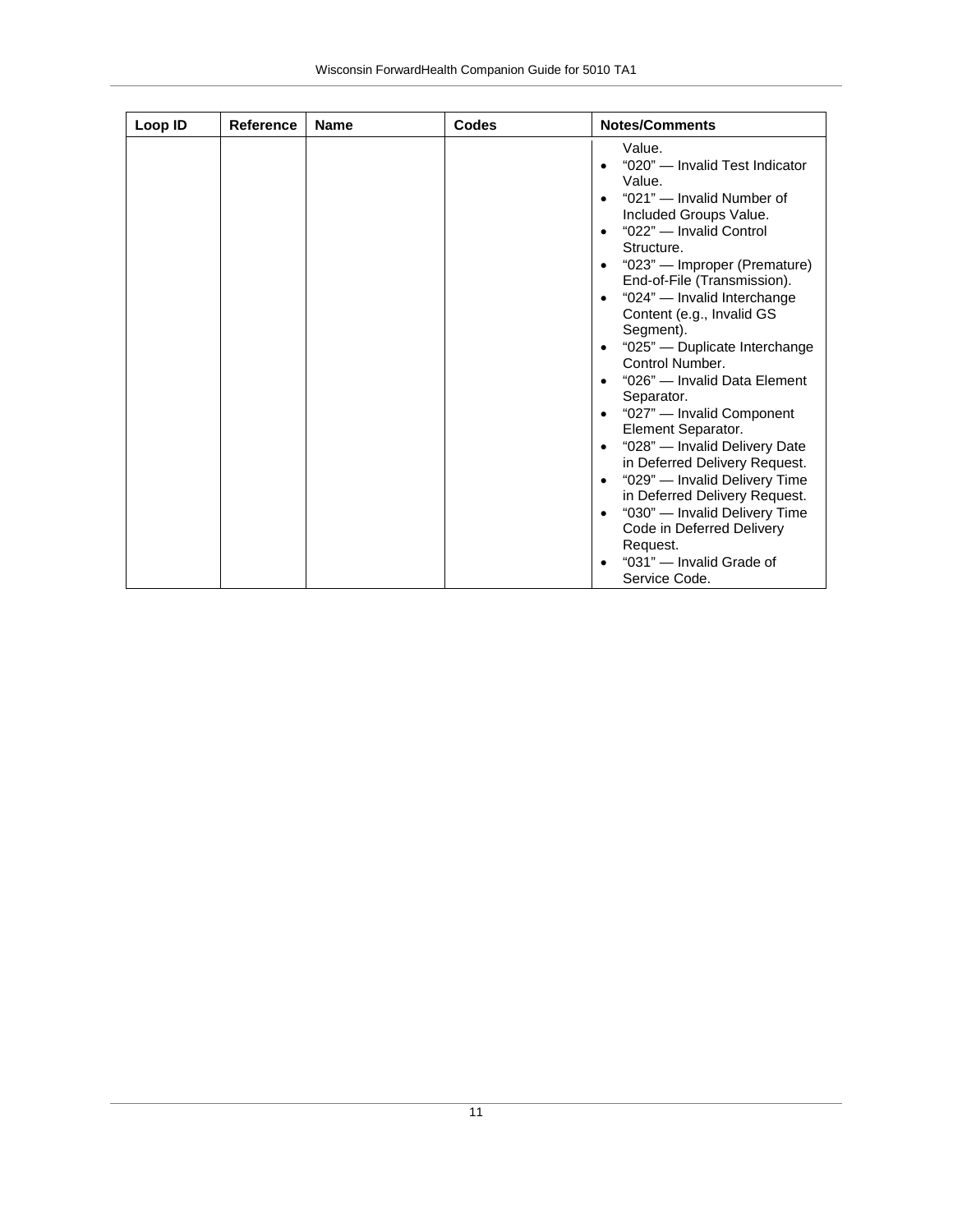| Loop ID | Reference | Name | Codes | Notes/Comments |
| --- | --- | --- | --- | --- |
| | | | | Value.<br>• "020" — Invalid Test Indicator Value.<br>• "021" — Invalid Number of Included Groups Value.<br>• "022" — Invalid Control Structure.<br>• "023" — Improper (Premature) End-of-File (Transmission).<br>• "024" — Invalid Interchange Content (e.g., Invalid GS Segment).<br>• "025" — Duplicate Interchange Control Number.<br>• "026" — Invalid Data Element Separator.<br>• "027" — Invalid Component Element Separator.<br>• "028" — Invalid Delivery Date in Deferred Delivery Request.<br>• "029" — Invalid Delivery Time in Deferred Delivery Request.<br>• "030" — Invalid Delivery Time Code in Deferred Delivery Request.<br>• "031" — Invalid Grade of Service Code. |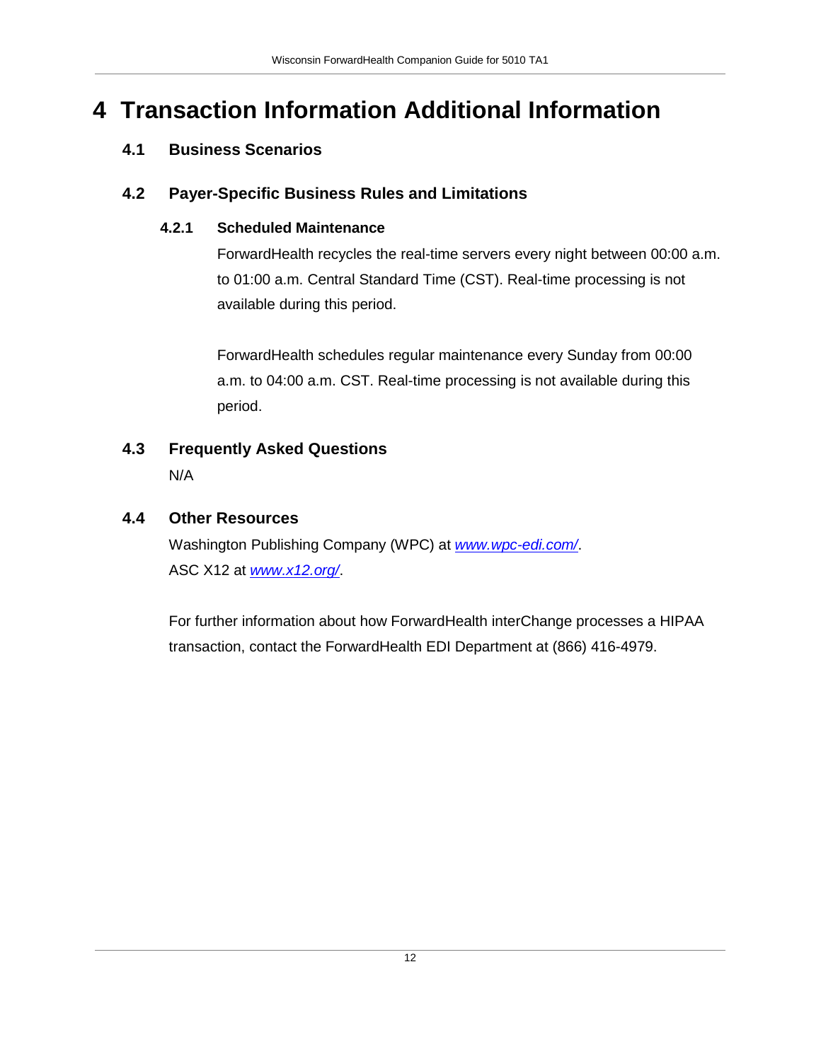# 4 Transaction Information Additional Information

## 4.1 Business Scenarios

## 4.2 Payer-Specific Business Rules and Limitations

### 4.2.1 Scheduled Maintenance

ForwardHealth recycles the real-time servers every night between 00:00 a.m. to 01:00 a.m. Central Standard Time (CST). Real-time processing is not available during this period.

ForwardHealth schedules regular maintenance every Sunday from 00:00 a.m. to 04:00 a.m. CST. Real-time processing is not available during this period.

## 4.3 Frequently Asked Questions

N/A

## 4.4 Other Resources

Washington Publishing Company (WPC) at *[www.wpc-edi.com/](http://www.wpc-edi.com/)*.
ASC X12 at *[www.x12.org/](http://www.x12.org/)*.

For further information about how ForwardHealth interChange processes a HIPAA transaction, contact the ForwardHealth EDI Department at (866) 416-4979.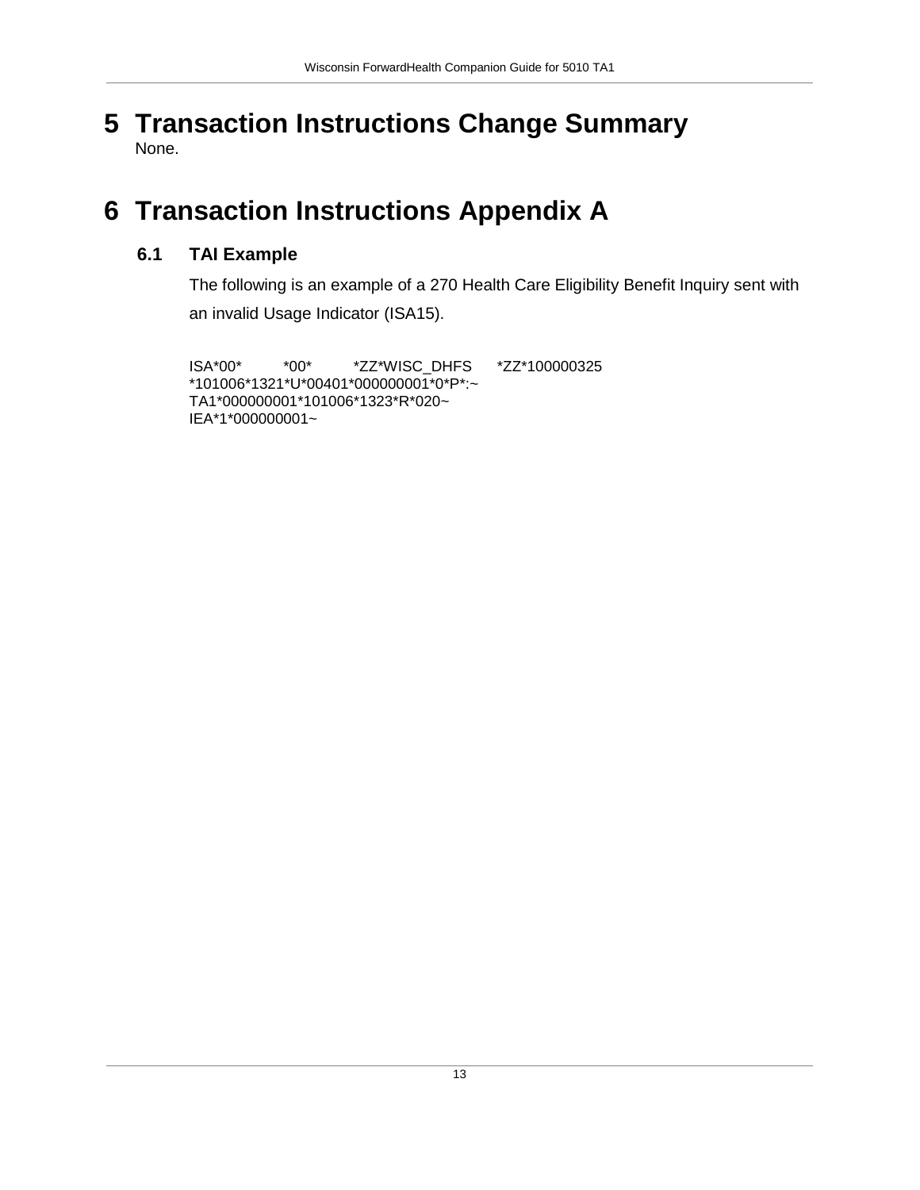# 5 Transaction Instructions Change Summary

None.

# 6 Transaction Instructions Appendix A

## 6.1 TAI Example

The following is an example of a 270 Health Care Eligibility Benefit Inquiry sent with an invalid Usage Indicator (ISA15).

```
ISA*00*          *00*          *ZZ*WISC_DHFS      *ZZ*100000325
*101006*1321*U*00401*000000001*0*P*:~
TA1*000000001*101006*1323*R*020~
IEA*1*000000001~
```